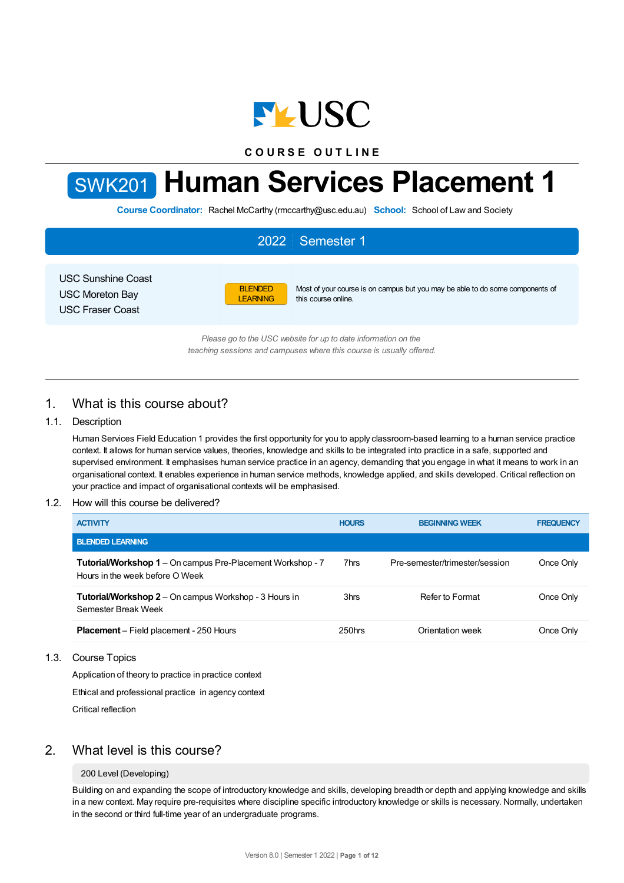COURSE OUTLINE

# SWK201 Human Services Placement 1

**Course Coordinator:** Rachel McCarthy (rmccarthy@usc.edu.au) **School:** School of Law and Society

## 2022 | Semester 1

USC Sunshine Coast
USC Moreton Bay
USC Fraser Coast

BLENDED LEARNING — Most of your course is on campus but you may be able to do some components of this course online.

*Please go to the USC website for up to date information on the teaching sessions and campuses where this course is usually offered.*

## 1. What is this course about?

### 1.1. Description

Human Services Field Education 1 provides the first opportunity for you to apply classroom-based learning to a human service practice context. It allows for human service values, theories, knowledge and skills to be integrated into practice in a safe, supported and supervised environment. It emphasises human service practice in an agency, demanding that you engage in what it means to work in an organisational context. It enables experience in human service methods, knowledge applied, and skills developed. Critical reflection on your practice and impact of organisational contexts will be emphasised.

### 1.2. How will this course be delivered?

| ACTIVITY | HOURS | BEGINNING WEEK | FREQUENCY |
|---|---|---|---|
| **BLENDED LEARNING** | | | |
| **Tutorial/Workshop 1** – On campus Pre-Placement Workshop - 7 Hours in the week before O Week | 7hrs | Pre-semester/trimester/session | Once Only |
| **Tutorial/Workshop 2** – On campus Workshop - 3 Hours in Semester Break Week | 3hrs | Refer to Format | Once Only |
| **Placement** – Field placement - 250 Hours | 250hrs | Orientation week | Once Only |

### 1.3. Course Topics

Application of theory to practice in practice context

Ethical and professional practice in agency context

Critical reflection

## 2. What level is this course?

200 Level (Developing)

Building on and expanding the scope of introductory knowledge and skills, developing breadth or depth and applying knowledge and skills in a new context. May require pre-requisites where discipline specific introductory knowledge or skills is necessary. Normally, undertaken in the second or third full-time year of an undergraduate programs.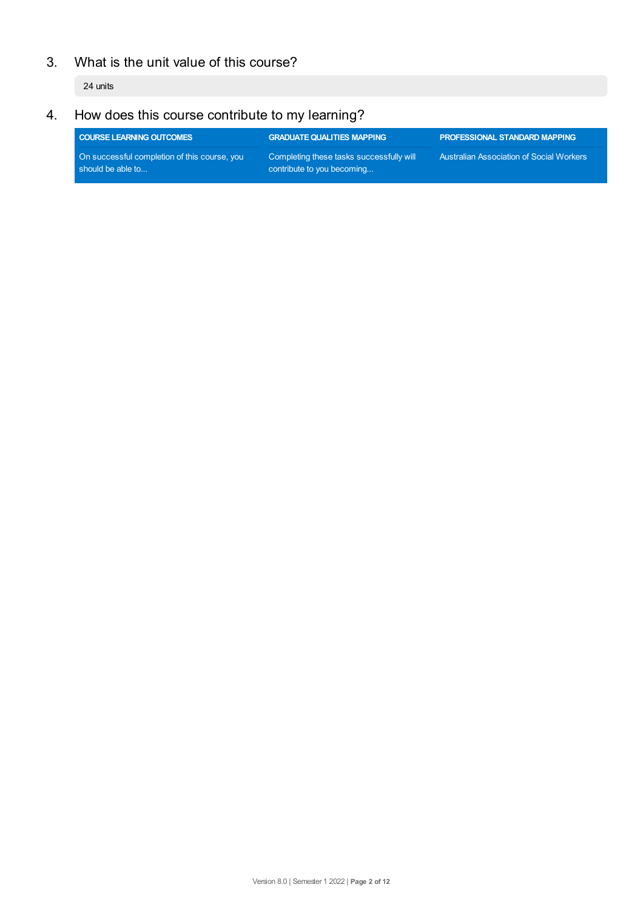## 3. What is the unit value of this course?

24 units

## 4. How does this course contribute to my learning?

| COURSE LEARNING OUTCOMES | GRADUATE QUALITIES MAPPING | PROFESSIONAL STANDARD MAPPING |
|---|---|---|
| On successful completion of this course, you should be able to... | Completing these tasks successfully will contribute to you becoming... | Australian Association of Social Workers |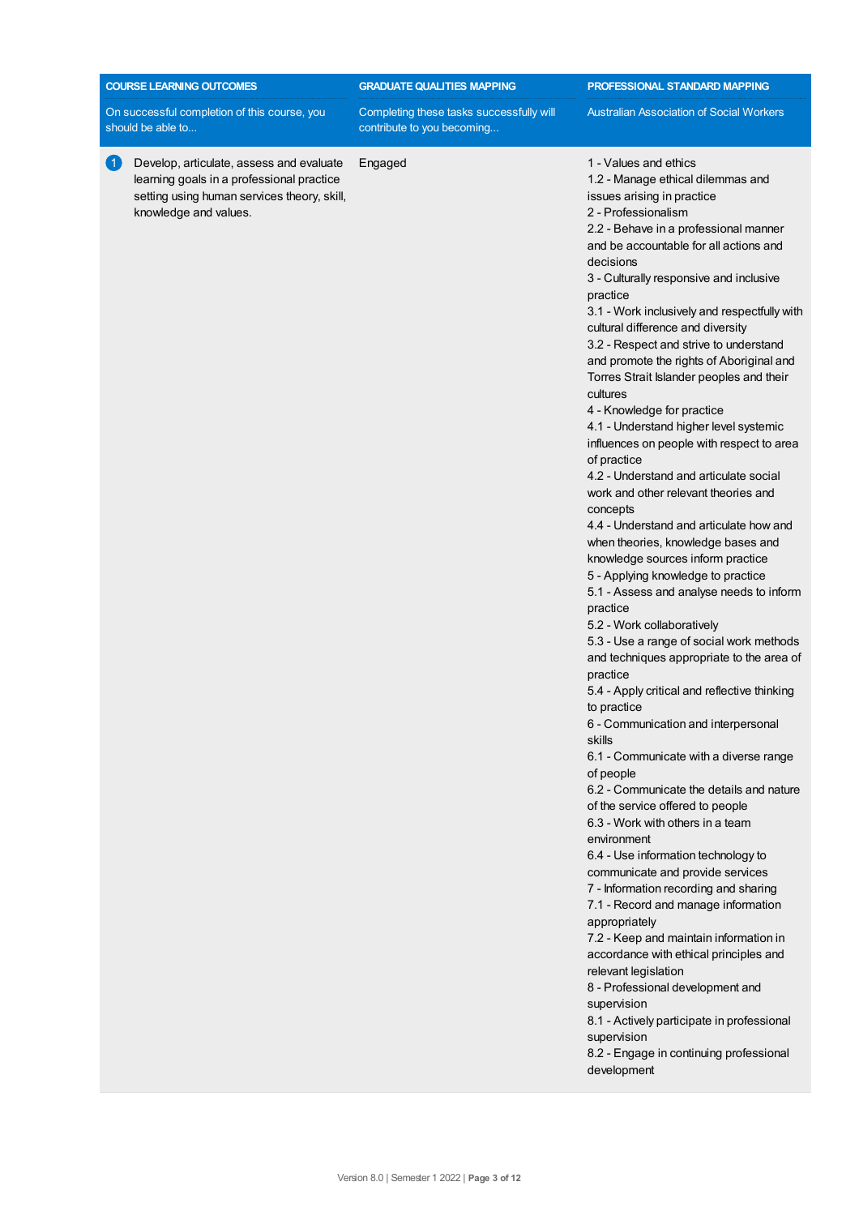| COURSE LEARNING OUTCOMES<br>On successful completion of this course, you should be able to... | GRADUATE QUALITIES MAPPING<br>Completing these tasks successfully will contribute to you becoming... | PROFESSIONAL STANDARD MAPPING<br>Australian Association of Social Workers |
|---|---|---|
| 1 Develop, articulate, assess and evaluate learning goals in a professional practice setting using human services theory, skill, knowledge and values. | Engaged | 1 - Values and ethics<br>1.2 - Manage ethical dilemmas and issues arising in practice<br>2 - Professionalism<br>2.2 - Behave in a professional manner and be accountable for all actions and decisions<br>3 - Culturally responsive and inclusive practice<br>3.1 - Work inclusively and respectfully with cultural difference and diversity<br>3.2 - Respect and strive to understand and promote the rights of Aboriginal and Torres Strait Islander peoples and their cultures<br>4 - Knowledge for practice<br>4.1 - Understand higher level systemic influences on people with respect to area of practice<br>4.2 - Understand and articulate social work and other relevant theories and concepts<br>4.4 - Understand and articulate how and when theories, knowledge bases and knowledge sources inform practice<br>5 - Applying knowledge to practice<br>5.1 - Assess and analyse needs to inform practice<br>5.2 - Work collaboratively<br>5.3 - Use a range of social work methods and techniques appropriate to the area of practice<br>5.4 - Apply critical and reflective thinking to practice<br>6 - Communication and interpersonal skills<br>6.1 - Communicate with a diverse range of people<br>6.2 - Communicate the details and nature of the service offered to people<br>6.3 - Work with others in a team environment<br>6.4 - Use information technology to communicate and provide services<br>7 - Information recording and sharing<br>7.1 - Record and manage information appropriately<br>7.2 - Keep and maintain information in accordance with ethical principles and relevant legislation<br>8 - Professional development and supervision<br>8.1 - Actively participate in professional supervision<br>8.2 - Engage in continuing professional development |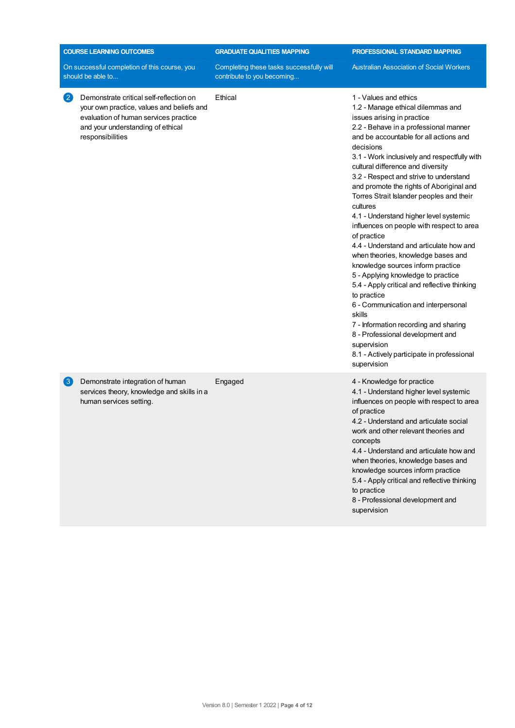| COURSE LEARNING OUTCOMES On successful completion of this course, you should be able to... | GRADUATE QUALITIES MAPPING Completing these tasks successfully will contribute to you becoming... | PROFESSIONAL STANDARD MAPPING Australian Association of Social Workers |
|---|---|---|
| 2 Demonstrate critical self-reflection on your own practice, values and beliefs and evaluation of human services practice and your understanding of ethical responsibilities | Ethical | 1 - Values and ethics<br>1.2 - Manage ethical dilemmas and issues arising in practice<br>2.2 - Behave in a professional manner and be accountable for all actions and decisions<br>3.1 - Work inclusively and respectfully with cultural difference and diversity<br>3.2 - Respect and strive to understand and promote the rights of Aboriginal and Torres Strait Islander peoples and their cultures<br>4.1 - Understand higher level systemic influences on people with respect to area of practice<br>4.4 - Understand and articulate how and when theories, knowledge bases and knowledge sources inform practice<br>5 - Applying knowledge to practice<br>5.4 - Apply critical and reflective thinking to practice<br>6 - Communication and interpersonal skills<br>7 - Information recording and sharing<br>8 - Professional development and supervision<br>8.1 - Actively participate in professional supervision |
| 3 Demonstrate integration of human services theory, knowledge and skills in a human services setting. | Engaged | 4 - Knowledge for practice<br>4.1 - Understand higher level systemic influences on people with respect to area of practice<br>4.2 - Understand and articulate social work and other relevant theories and concepts<br>4.4 - Understand and articulate how and when theories, knowledge bases and knowledge sources inform practice<br>5.4 - Apply critical and reflective thinking to practice<br>8 - Professional development and supervision |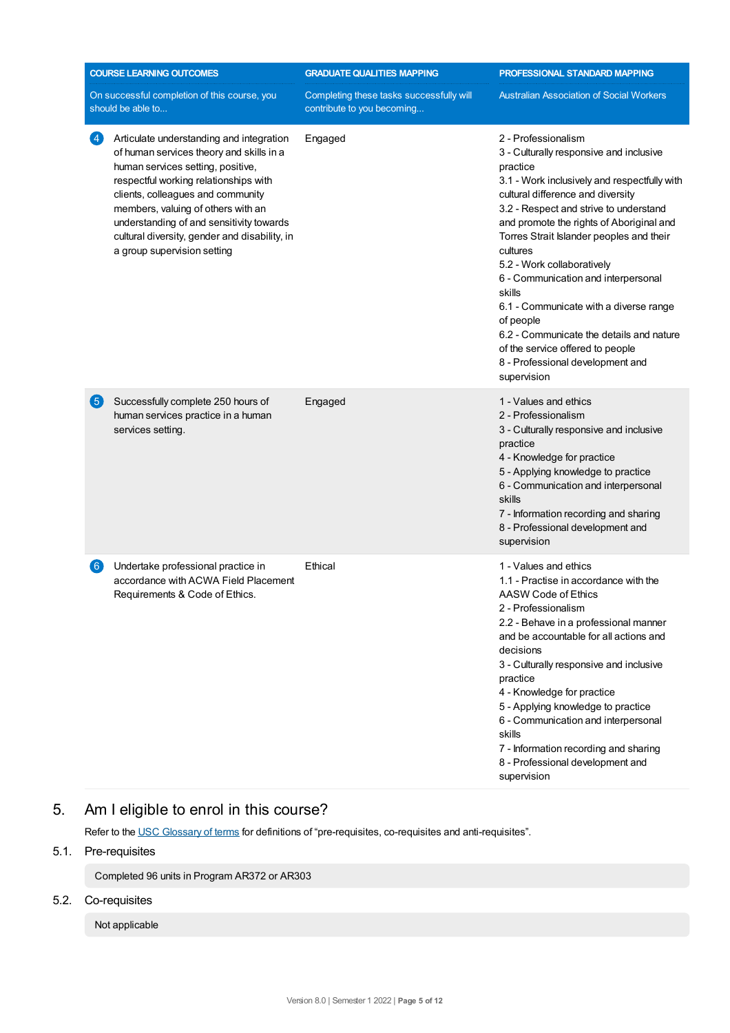| COURSE LEARNING OUTCOMES<br>On successful completion of this course, you should be able to... | GRADUATE QUALITIES MAPPING<br>Completing these tasks successfully will contribute to you becoming... | PROFESSIONAL STANDARD MAPPING<br>Australian Association of Social Workers |
|---|---|---|
| 4 Articulate understanding and integration of human services theory and skills in a human services setting, positive, respectful working relationships with clients, colleagues and community members, valuing of others with an understanding of and sensitivity towards cultural diversity, gender and disability, in a group supervision setting | Engaged | 2 - Professionalism<br>3 - Culturally responsive and inclusive practice<br>3.1 - Work inclusively and respectfully with cultural difference and diversity<br>3.2 - Respect and strive to understand and promote the rights of Aboriginal and Torres Strait Islander peoples and their cultures<br>5.2 - Work collaboratively<br>6 - Communication and interpersonal skills<br>6.1 - Communicate with a diverse range of people<br>6.2 - Communicate the details and nature of the service offered to people<br>8 - Professional development and supervision |
| 5 Successfully complete 250 hours of human services practice in a human services setting. | Engaged | 1 - Values and ethics<br>2 - Professionalism<br>3 - Culturally responsive and inclusive practice<br>4 - Knowledge for practice<br>5 - Applying knowledge to practice<br>6 - Communication and interpersonal skills<br>7 - Information recording and sharing<br>8 - Professional development and supervision |
| 6 Undertake professional practice in accordance with ACWA Field Placement Requirements & Code of Ethics. | Ethical | 1 - Values and ethics<br>1.1 - Practise in accordance with the AASW Code of Ethics<br>2 - Professionalism<br>2.2 - Behave in a professional manner and be accountable for all actions and decisions<br>3 - Culturally responsive and inclusive practice<br>4 - Knowledge for practice<br>5 - Applying knowledge to practice<br>6 - Communication and interpersonal skills<br>7 - Information recording and sharing<br>8 - Professional development and supervision |

## 5. Am I eligible to enrol in this course?

Refer to the USC Glossary of terms for definitions of “pre-requisites, co-requisites and anti-requisites”.

### 5.1. Pre-requisites

Completed 96 units in Program AR372 or AR303

### 5.2. Co-requisites

Not applicable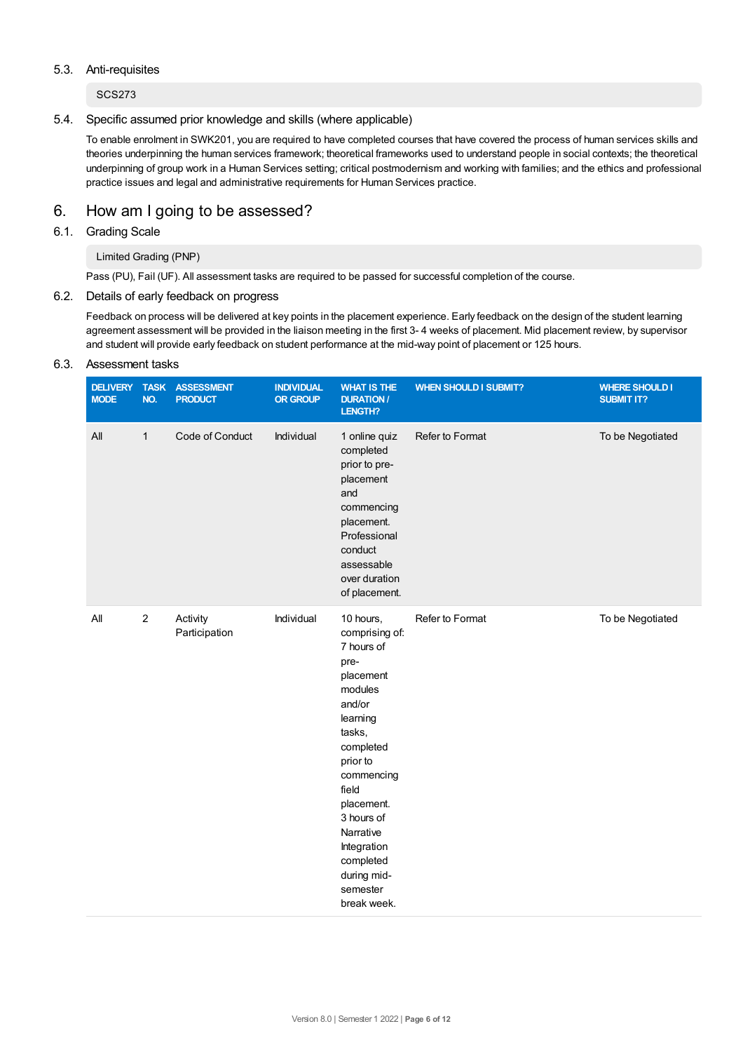### 5.3. Anti-requisites

SCS273

### 5.4. Specific assumed prior knowledge and skills (where applicable)

To enable enrolment in SWK201, you are required to have completed courses that have covered the process of human services skills and theories underpinning the human services framework; theoretical frameworks used to understand people in social contexts; the theoretical underpinning of group work in a Human Services setting; critical postmodernism and working with families; and the ethics and professional practice issues and legal and administrative requirements for Human Services practice.

## 6. How am I going to be assessed?

### 6.1. Grading Scale

Limited Grading (PNP)

Pass (PU), Fail (UF). All assessment tasks are required to be passed for successful completion of the course.

### 6.2. Details of early feedback on progress

Feedback on process will be delivered at key points in the placement experience. Early feedback on the design of the student learning agreement assessment will be provided in the liaison meeting in the first 3- 4 weeks of placement. Mid placement review, by supervisor and student will provide early feedback on student performance at the mid-way point of placement or 125 hours.

### 6.3. Assessment tasks

| DELIVERY MODE | TASK NO. | ASSESSMENT PRODUCT | INDIVIDUAL OR GROUP | WHAT IS THE DURATION / LENGTH? | WHEN SHOULD I SUBMIT? | WHERE SHOULD I SUBMIT IT? |
|---|---|---|---|---|---|---|
| All | 1 | Code of Conduct | Individual | 1 online quiz completed prior to pre-placement and commencing placement. Professional conduct assessable over duration of placement. | Refer to Format | To be Negotiated |
| All | 2 | Activity Participation | Individual | 10 hours, comprising of: 7 hours of pre-placement modules and/or learning tasks, completed prior to commencing field placement. 3 hours of Narrative Integration completed during mid-semester break week. | Refer to Format | To be Negotiated |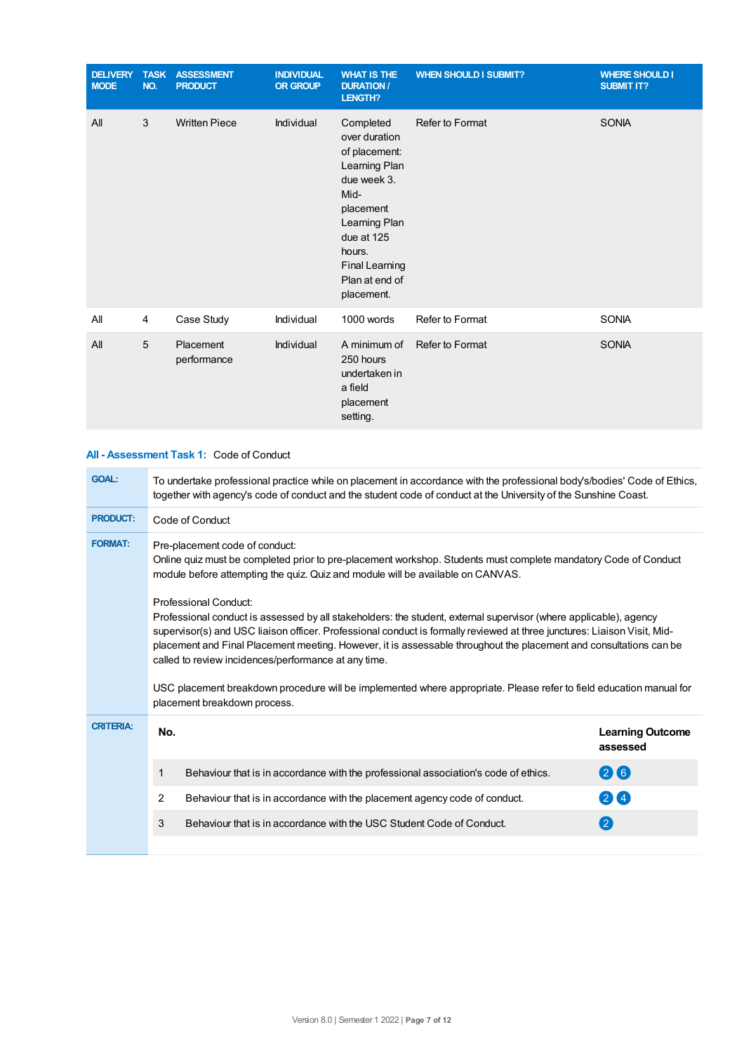| DELIVERY MODE | TASK NO. | ASSESSMENT PRODUCT | INDIVIDUAL OR GROUP | WHAT IS THE DURATION / LENGTH? | WHEN SHOULD I SUBMIT? | WHERE SHOULD I SUBMIT IT? |
|---|---|---|---|---|---|---|
| All | 3 | Written Piece | Individual | Completed over duration of placement: Learning Plan due week 3. Mid-placement Learning Plan due at 125 hours. Final Learning Plan at end of placement. | Refer to Format | SONIA |
| All | 4 | Case Study | Individual | 1000 words | Refer to Format | SONIA |
| All | 5 | Placement performance | Individual | A minimum of 250 hours undertaken in a field placement setting. | Refer to Format | SONIA |

## All - Assessment Task 1: Code of Conduct

**GOAL:** To undertake professional practice while on placement in accordance with the professional body's/bodies' Code of Ethics, together with agency's code of conduct and the student code of conduct at the University of the Sunshine Coast.

**PRODUCT:** Code of Conduct

**FORMAT:**

Pre-placement code of conduct:
Online quiz must be completed prior to pre-placement workshop. Students must complete mandatory Code of Conduct module before attempting the quiz. Quiz and module will be available on CANVAS.

Professional Conduct:
Professional conduct is assessed by all stakeholders: the student, external supervisor (where applicable), agency supervisor(s) and USC liaison officer. Professional conduct is formally reviewed at three junctures: Liaison Visit, Mid-placement and Final Placement meeting. However, it is assessable throughout the placement and consultations can be called to review incidences/performance at any time.

USC placement breakdown procedure will be implemented where appropriate. Please refer to field education manual for placement breakdown process.

**CRITERIA:**

| No. | | Learning Outcome assessed |
|---|---|---|
| 1 | Behaviour that is in accordance with the professional association's code of ethics. | 2 6 |
| 2 | Behaviour that is in accordance with the placement agency code of conduct. | 2 4 |
| 3 | Behaviour that is in accordance with the USC Student Code of Conduct. | 2 |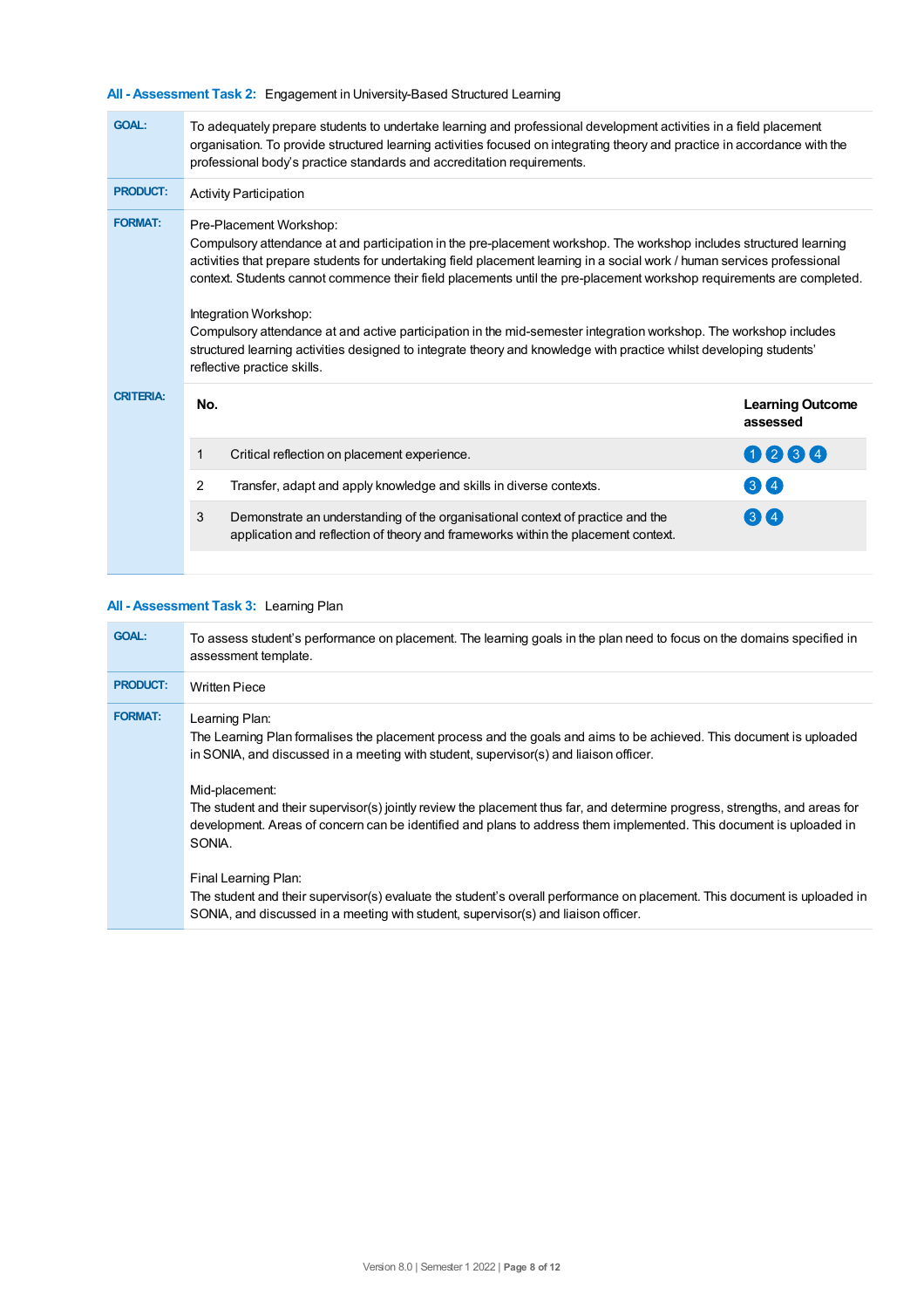### All - Assessment Task 2: Engagement in University-Based Structured Learning

**GOAL:**
To adequately prepare students to undertake learning and professional development activities in a field placement organisation. To provide structured learning activities focused on integrating theory and practice in accordance with the professional body's practice standards and accreditation requirements.

**PRODUCT:**
Activity Participation

**FORMAT:**
Pre-Placement Workshop:
Compulsory attendance at and participation in the pre-placement workshop. The workshop includes structured learning activities that prepare students for undertaking field placement learning in a social work / human services professional context. Students cannot commence their field placements until the pre-placement workshop requirements are completed.

Integration Workshop:
Compulsory attendance at and active participation in the mid-semester integration workshop. The workshop includes structured learning activities designed to integrate theory and knowledge with practice whilst developing students' reflective practice skills.

**CRITERIA:**

| No. | | Learning Outcome assessed |
|---|---|---|
| 1 | Critical reflection on placement experience. | 1 2 3 4 |
| 2 | Transfer, adapt and apply knowledge and skills in diverse contexts. | 3 4 |
| 3 | Demonstrate an understanding of the organisational context of practice and the application and reflection of theory and frameworks within the placement context. | 3 4 |

### All - Assessment Task 3: Learning Plan

**GOAL:**
To assess student's performance on placement. The learning goals in the plan need to focus on the domains specified in assessment template.

**PRODUCT:**
Written Piece

**FORMAT:**
Learning Plan:
The Learning Plan formalises the placement process and the goals and aims to be achieved. This document is uploaded in SONIA, and discussed in a meeting with student, supervisor(s) and liaison officer.

Mid-placement:
The student and their supervisor(s) jointly review the placement thus far, and determine progress, strengths, and areas for development. Areas of concern can be identified and plans to address them implemented. This document is uploaded in SONIA.

Final Learning Plan:
The student and their supervisor(s) evaluate the student's overall performance on placement. This document is uploaded in SONIA, and discussed in a meeting with student, supervisor(s) and liaison officer.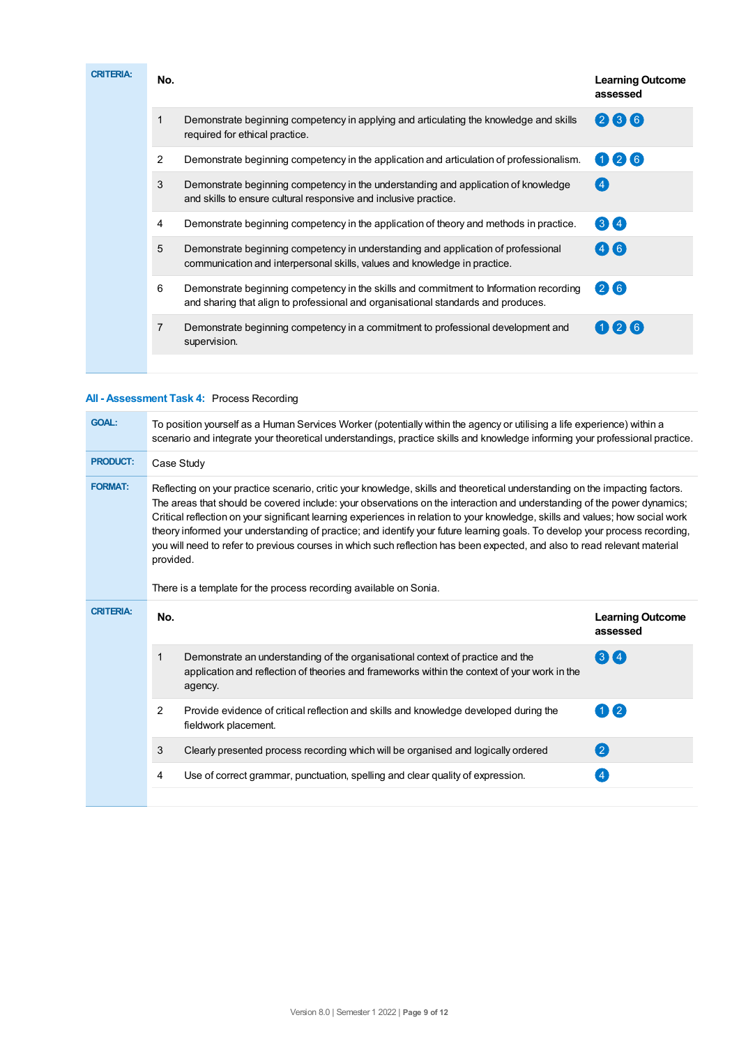**CRITERIA:**

| No. | | Learning Outcome assessed |
|---|---|---|
| 1 | Demonstrate beginning competency in applying and articulating the knowledge and skills required for ethical practice. | 2 3 6 |
| 2 | Demonstrate beginning competency in the application and articulation of professionalism. | 1 2 6 |
| 3 | Demonstrate beginning competency in the understanding and application of knowledge and skills to ensure cultural responsive and inclusive practice. | 4 |
| 4 | Demonstrate beginning competency in the application of theory and methods in practice. | 3 4 |
| 5 | Demonstrate beginning competency in understanding and application of professional communication and interpersonal skills, values and knowledge in practice. | 4 6 |
| 6 | Demonstrate beginning competency in the skills and commitment to Information recording and sharing that align to professional and organisational standards and produces. | 2 6 |
| 7 | Demonstrate beginning competency in a commitment to professional development and supervision. | 1 2 6 |

## All - Assessment Task 4: Process Recording

**GOAL:** To position yourself as a Human Services Worker (potentially within the agency or utilising a life experience) within a scenario and integrate your theoretical understandings, practice skills and knowledge informing your professional practice.

**PRODUCT:** Case Study

**FORMAT:** Reflecting on your practice scenario, critic your knowledge, skills and theoretical understanding on the impacting factors. The areas that should be covered include: your observations on the interaction and understanding of the power dynamics; Critical reflection on your significant learning experiences in relation to your knowledge, skills and values; how social work theory informed your understanding of practice; and identify your future learning goals. To develop your process recording, you will need to refer to previous courses in which such reflection has been expected, and also to read relevant material provided.

There is a template for the process recording available on Sonia.

**CRITERIA:**

| No. | | Learning Outcome assessed |
|---|---|---|
| 1 | Demonstrate an understanding of the organisational context of practice and the application and reflection of theories and frameworks within the context of your work in the agency. | 3 4 |
| 2 | Provide evidence of critical reflection and skills and knowledge developed during the fieldwork placement. | 1 2 |
| 3 | Clearly presented process recording which will be organised and logically ordered | 2 |
| 4 | Use of correct grammar, punctuation, spelling and clear quality of expression. | 4 |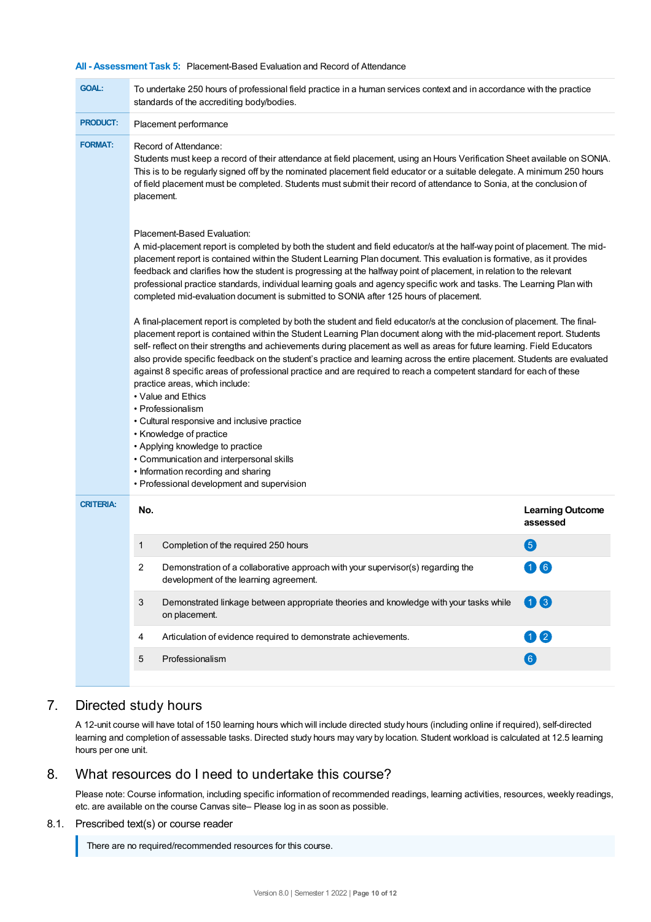**All - Assessment Task 5:** Placement-Based Evaluation and Record of Attendance

**GOAL:** To undertake 250 hours of professional field practice in a human services context and in accordance with the practice standards of the accrediting body/bodies.

**PRODUCT:** Placement performance

**FORMAT:** Record of Attendance:
Students must keep a record of their attendance at field placement, using an Hours Verification Sheet available on SONIA. This is to be regularly signed off by the nominated placement field educator or a suitable delegate. A minimum 250 hours of field placement must be completed. Students must submit their record of attendance to Sonia, at the conclusion of placement.

Placement-Based Evaluation:
A mid-placement report is completed by both the student and field educator/s at the half-way point of placement. The mid-placement report is contained within the Student Learning Plan document. This evaluation is formative, as it provides feedback and clarifies how the student is progressing at the halfway point of placement, in relation to the relevant professional practice standards, individual learning goals and agency specific work and tasks. The Learning Plan with completed mid-evaluation document is submitted to SONIA after 125 hours of placement.

A final-placement report is completed by both the student and field educator/s at the conclusion of placement. The final-placement report is contained within the Student Learning Plan document along with the mid-placement report. Students self- reflect on their strengths and achievements during placement as well as areas for future learning. Field Educators also provide specific feedback on the student's practice and learning across the entire placement. Students are evaluated against 8 specific areas of professional practice and are required to reach a competent standard for each of these practice areas, which include:

- Value and Ethics
- Professionalism
- Cultural responsive and inclusive practice
- Knowledge of practice
- Applying knowledge to practice
- Communication and interpersonal skills
- Information recording and sharing
- Professional development and supervision

**CRITERIA:**

| No. | | Learning Outcome assessed |
|---|---|---|
| 1 | Completion of the required 250 hours | 5 |
| 2 | Demonstration of a collaborative approach with your supervisor(s) regarding the development of the learning agreement. | 1 6 |
| 3 | Demonstrated linkage between appropriate theories and knowledge with your tasks while on placement. | 1 3 |
| 4 | Articulation of evidence required to demonstrate achievements. | 1 2 |
| 5 | Professionalism | 6 |

## 7. Directed study hours

A 12-unit course will have total of 150 learning hours which will include directed study hours (including online if required), self-directed learning and completion of assessable tasks. Directed study hours may vary by location. Student workload is calculated at 12.5 learning hours per one unit.

## 8. What resources do I need to undertake this course?

Please note: Course information, including specific information of recommended readings, learning activities, resources, weekly readings, etc. are available on the course Canvas site– Please log in as soon as possible.

### 8.1. Prescribed text(s) or course reader

There are no required/recommended resources for this course.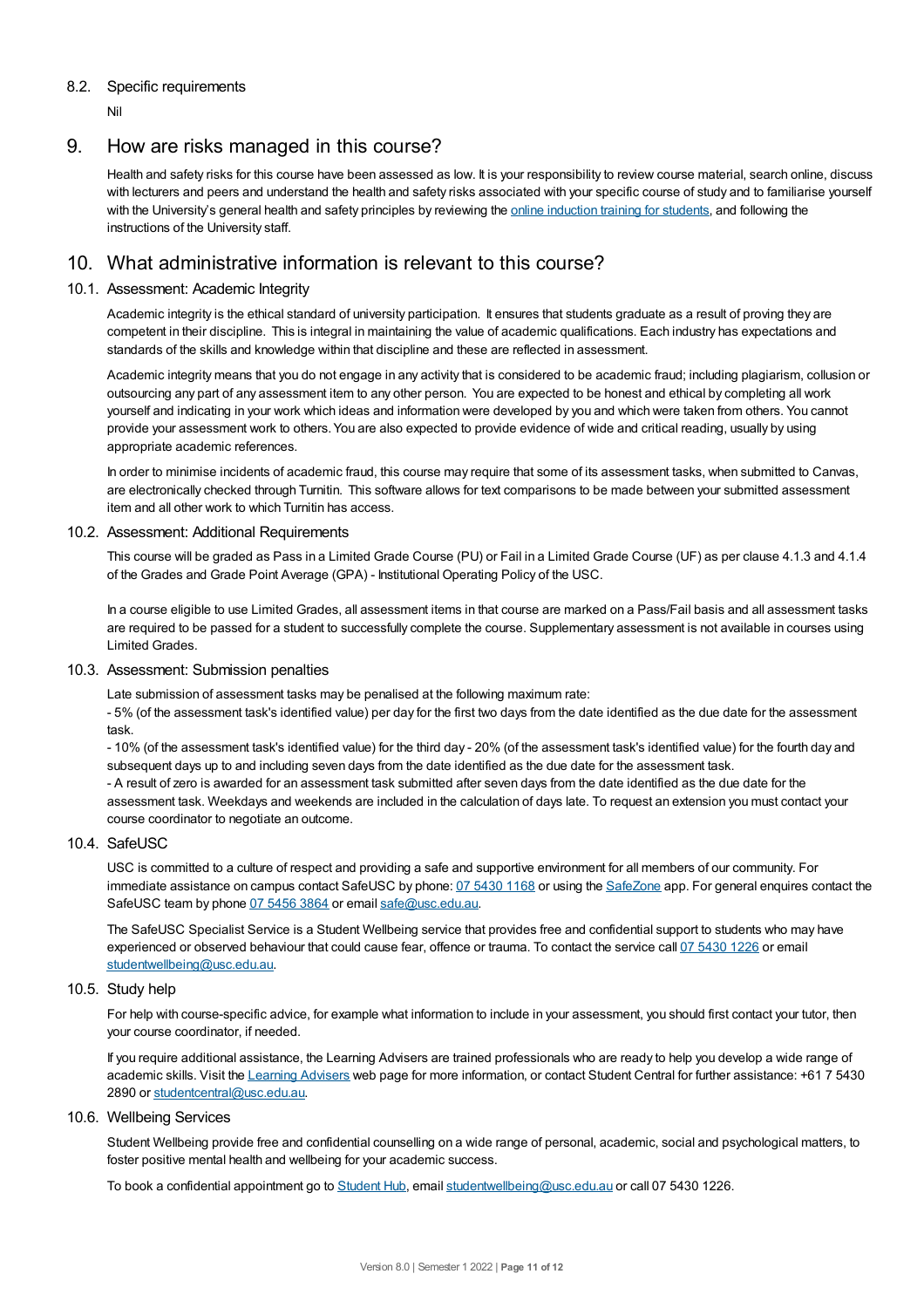### 8.2. Specific requirements

Nil

## 9. How are risks managed in this course?

Health and safety risks for this course have been assessed as low. It is your responsibility to review course material, search online, discuss with lecturers and peers and understand the health and safety risks associated with your specific course of study and to familiarise yourself with the University's general health and safety principles by reviewing the online induction training for students, and following the instructions of the University staff.

## 10. What administrative information is relevant to this course?

### 10.1. Assessment: Academic Integrity

Academic integrity is the ethical standard of university participation. It ensures that students graduate as a result of proving they are competent in their discipline. This is integral in maintaining the value of academic qualifications. Each industry has expectations and standards of the skills and knowledge within that discipline and these are reflected in assessment.

Academic integrity means that you do not engage in any activity that is considered to be academic fraud; including plagiarism, collusion or outsourcing any part of any assessment item to any other person. You are expected to be honest and ethical by completing all work yourself and indicating in your work which ideas and information were developed by you and which were taken from others. You cannot provide your assessment work to others. You are also expected to provide evidence of wide and critical reading, usually by using appropriate academic references.

In order to minimise incidents of academic fraud, this course may require that some of its assessment tasks, when submitted to Canvas, are electronically checked through Turnitin. This software allows for text comparisons to be made between your submitted assessment item and all other work to which Turnitin has access.

### 10.2. Assessment: Additional Requirements

This course will be graded as Pass in a Limited Grade Course (PU) or Fail in a Limited Grade Course (UF) as per clause 4.1.3 and 4.1.4 of the Grades and Grade Point Average (GPA) - Institutional Operating Policy of the USC.

In a course eligible to use Limited Grades, all assessment items in that course are marked on a Pass/Fail basis and all assessment tasks are required to be passed for a student to successfully complete the course. Supplementary assessment is not available in courses using Limited Grades.

### 10.3. Assessment: Submission penalties

Late submission of assessment tasks may be penalised at the following maximum rate:

- 5% (of the assessment task's identified value) per day for the first two days from the date identified as the due date for the assessment task.

- 10% (of the assessment task's identified value) for the third day - 20% (of the assessment task's identified value) for the fourth day and subsequent days up to and including seven days from the date identified as the due date for the assessment task.

- A result of zero is awarded for an assessment task submitted after seven days from the date identified as the due date for the assessment task. Weekdays and weekends are included in the calculation of days late. To request an extension you must contact your course coordinator to negotiate an outcome.

### 10.4. SafeUSC

USC is committed to a culture of respect and providing a safe and supportive environment for all members of our community. For immediate assistance on campus contact SafeUSC by phone: 07 5430 1168 or using the SafeZone app. For general enquires contact the SafeUSC team by phone 07 5456 3864 or email safe@usc.edu.au.

The SafeUSC Specialist Service is a Student Wellbeing service that provides free and confidential support to students who may have experienced or observed behaviour that could cause fear, offence or trauma. To contact the service call 07 5430 1226 or email studentwellbeing@usc.edu.au.

### 10.5. Study help

For help with course-specific advice, for example what information to include in your assessment, you should first contact your tutor, then your course coordinator, if needed.

If you require additional assistance, the Learning Advisers are trained professionals who are ready to help you develop a wide range of academic skills. Visit the Learning Advisers web page for more information, or contact Student Central for further assistance: +61 7 5430 2890 or studentcentral@usc.edu.au.

### 10.6. Wellbeing Services

Student Wellbeing provide free and confidential counselling on a wide range of personal, academic, social and psychological matters, to foster positive mental health and wellbeing for your academic success.

To book a confidential appointment go to Student Hub, email studentwellbeing@usc.edu.au or call 07 5430 1226.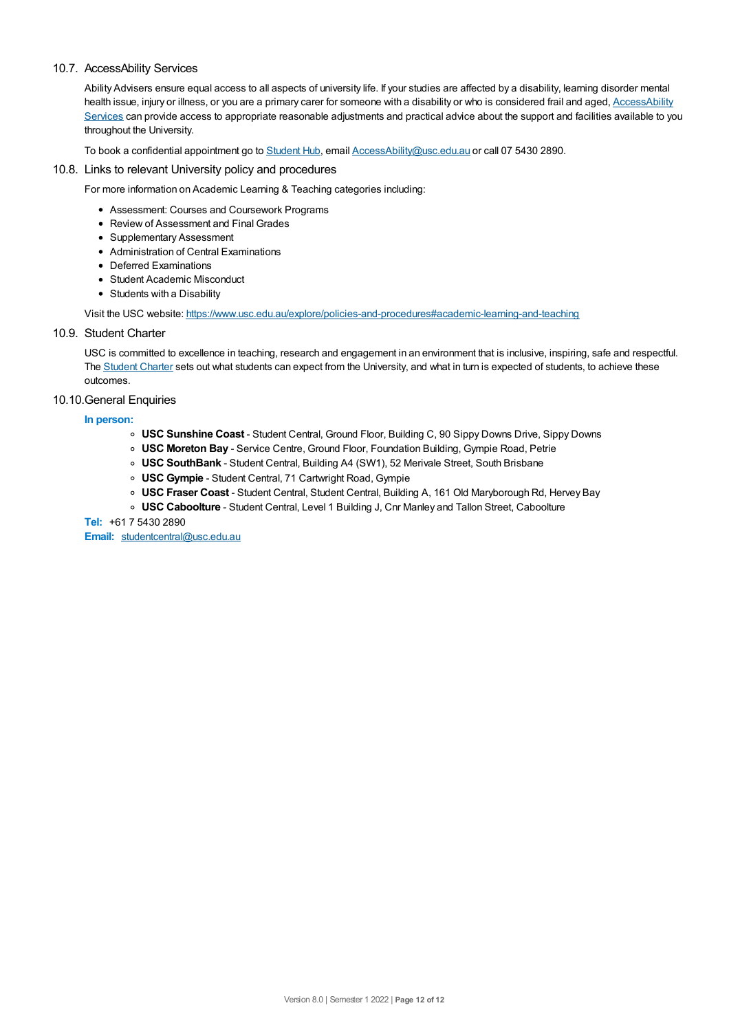### 10.7. AccessAbility Services

Ability Advisers ensure equal access to all aspects of university life. If your studies are affected by a disability, learning disorder mental health issue, injury or illness, or you are a primary carer for someone with a disability or who is considered frail and aged, [AccessAbility Services](#) can provide access to appropriate reasonable adjustments and practical advice about the support and facilities available to you throughout the University.

To book a confidential appointment go to [Student Hub](#), email [AccessAbility@usc.edu.au](mailto:AccessAbility@usc.edu.au) or call 07 5430 2890.

### 10.8. Links to relevant University policy and procedures

For more information on Academic Learning & Teaching categories including:

- Assessment: Courses and Coursework Programs
- Review of Assessment and Final Grades
- Supplementary Assessment
- Administration of Central Examinations
- Deferred Examinations
- Student Academic Misconduct
- Students with a Disability

Visit the USC website: [https://www.usc.edu.au/explore/policies-and-procedures#academic-learning-and-teaching](https://www.usc.edu.au/explore/policies-and-procedures#academic-learning-and-teaching)

### 10.9. Student Charter

USC is committed to excellence in teaching, research and engagement in an environment that is inclusive, inspiring, safe and respectful. The [Student Charter](#) sets out what students can expect from the University, and what in turn is expected of students, to achieve these outcomes.

### 10.10. General Enquiries

**In person:**

- **USC Sunshine Coast** - Student Central, Ground Floor, Building C, 90 Sippy Downs Drive, Sippy Downs
- **USC Moreton Bay** - Service Centre, Ground Floor, Foundation Building, Gympie Road, Petrie
- **USC SouthBank** - Student Central, Building A4 (SW1), 52 Merivale Street, South Brisbane
- **USC Gympie** - Student Central, 71 Cartwright Road, Gympie
- **USC Fraser Coast** - Student Central, Student Central, Building A, 161 Old Maryborough Rd, Hervey Bay
- **USC Caboolture** - Student Central, Level 1 Building J, Cnr Manley and Tallon Street, Caboolture

**Tel:** +61 7 5430 2890

**Email:** [studentcentral@usc.edu.au](mailto:studentcentral@usc.edu.au)